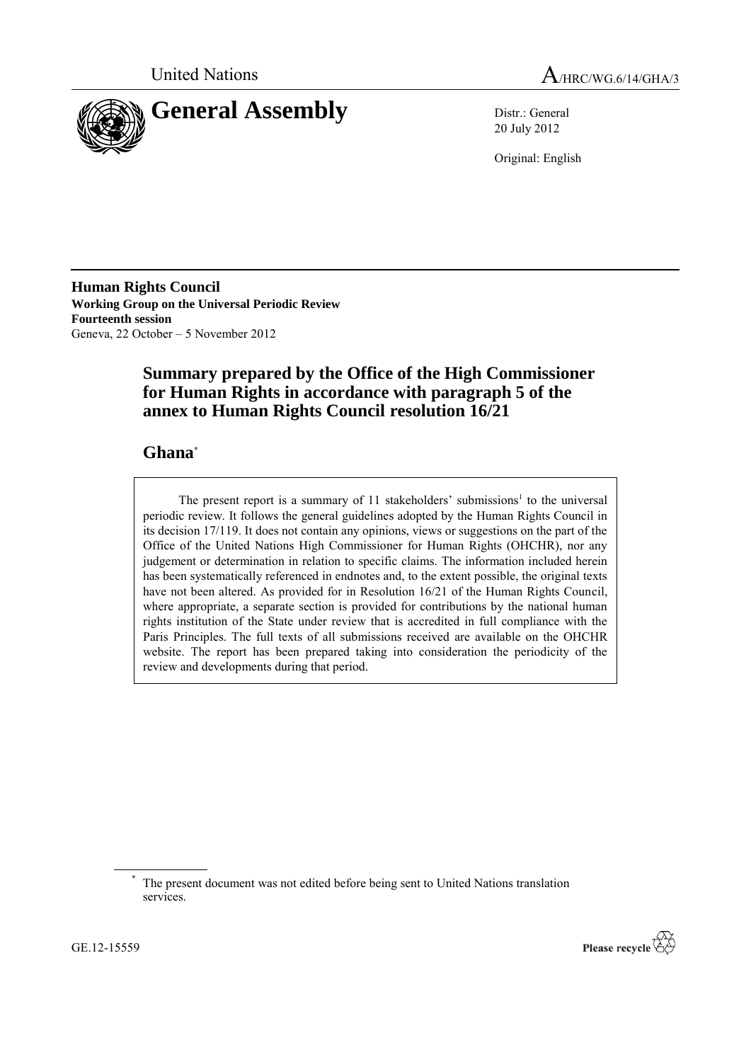United Nations

# A/HRC/WG.6/14/GHA/3

# General Assembly

Distr.: General
20 July 2012

Original: English

**Human Rights Council**
**Working Group on the Universal Periodic Review**
**Fourteenth session**
Geneva, 22 October – 5 November 2012

## Summary prepared by the Office of the High Commissioner for Human Rights in accordance with paragraph 5 of the annex to Human Rights Council resolution 16/21

## Ghana*

The present report is a summary of 11 stakeholders' submissions[1] to the universal periodic review. It follows the general guidelines adopted by the Human Rights Council in its decision 17/119. It does not contain any opinions, views or suggestions on the part of the Office of the United Nations High Commissioner for Human Rights (OHCHR), nor any judgement or determination in relation to specific claims. The information included herein has been systematically referenced in endnotes and, to the extent possible, the original texts have not been altered. As provided for in Resolution 16/21 of the Human Rights Council, where appropriate, a separate section is provided for contributions by the national human rights institution of the State under review that is accredited in full compliance with the Paris Principles. The full texts of all submissions received are available on the OHCHR website. The report has been prepared taking into consideration the periodicity of the review and developments during that period.

\* The present document was not edited before being sent to United Nations translation services.

GE.12-15559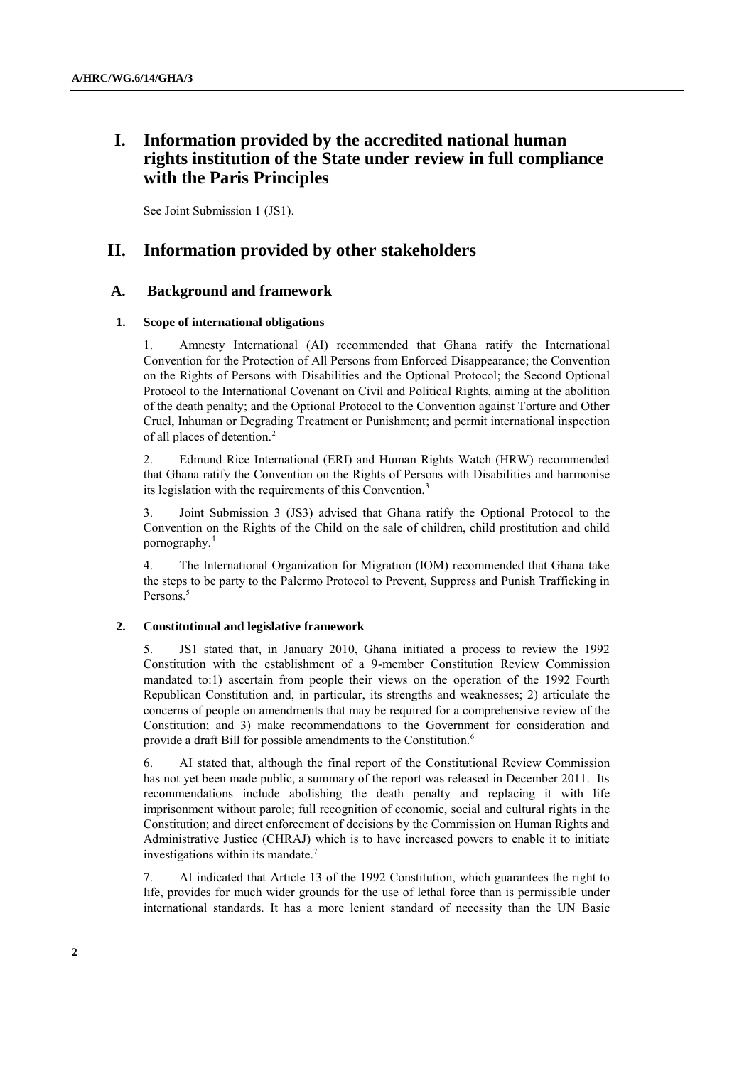# I. Information provided by the accredited national human rights institution of the State under review in full compliance with the Paris Principles

See Joint Submission 1 (JS1).

# II. Information provided by other stakeholders

## A. Background and framework

### 1. Scope of international obligations

1. Amnesty International (AI) recommended that Ghana ratify the International Convention for the Protection of All Persons from Enforced Disappearance; the Convention on the Rights of Persons with Disabilities and the Optional Protocol; the Second Optional Protocol to the International Covenant on Civil and Political Rights, aiming at the abolition of the death penalty; and the Optional Protocol to the Convention against Torture and Other Cruel, Inhuman or Degrading Treatment or Punishment; and permit international inspection of all places of detention.[2]

2. Edmund Rice International (ERI) and Human Rights Watch (HRW) recommended that Ghana ratify the Convention on the Rights of Persons with Disabilities and harmonise its legislation with the requirements of this Convention.[3]

3. Joint Submission 3 (JS3) advised that Ghana ratify the Optional Protocol to the Convention on the Rights of the Child on the sale of children, child prostitution and child pornography.[4]

4. The International Organization for Migration (IOM) recommended that Ghana take the steps to be party to the Palermo Protocol to Prevent, Suppress and Punish Trafficking in Persons.[5]

### 2. Constitutional and legislative framework

5. JS1 stated that, in January 2010, Ghana initiated a process to review the 1992 Constitution with the establishment of a 9-member Constitution Review Commission mandated to:1) ascertain from people their views on the operation of the 1992 Fourth Republican Constitution and, in particular, its strengths and weaknesses; 2) articulate the concerns of people on amendments that may be required for a comprehensive review of the Constitution; and 3) make recommendations to the Government for consideration and provide a draft Bill for possible amendments to the Constitution.[6]

6. AI stated that, although the final report of the Constitutional Review Commission has not yet been made public, a summary of the report was released in December 2011. Its recommendations include abolishing the death penalty and replacing it with life imprisonment without parole; full recognition of economic, social and cultural rights in the Constitution; and direct enforcement of decisions by the Commission on Human Rights and Administrative Justice (CHRAJ) which is to have increased powers to enable it to initiate investigations within its mandate.[7]

7. AI indicated that Article 13 of the 1992 Constitution, which guarantees the right to life, provides for much wider grounds for the use of lethal force than is permissible under international standards. It has a more lenient standard of necessity than the UN Basic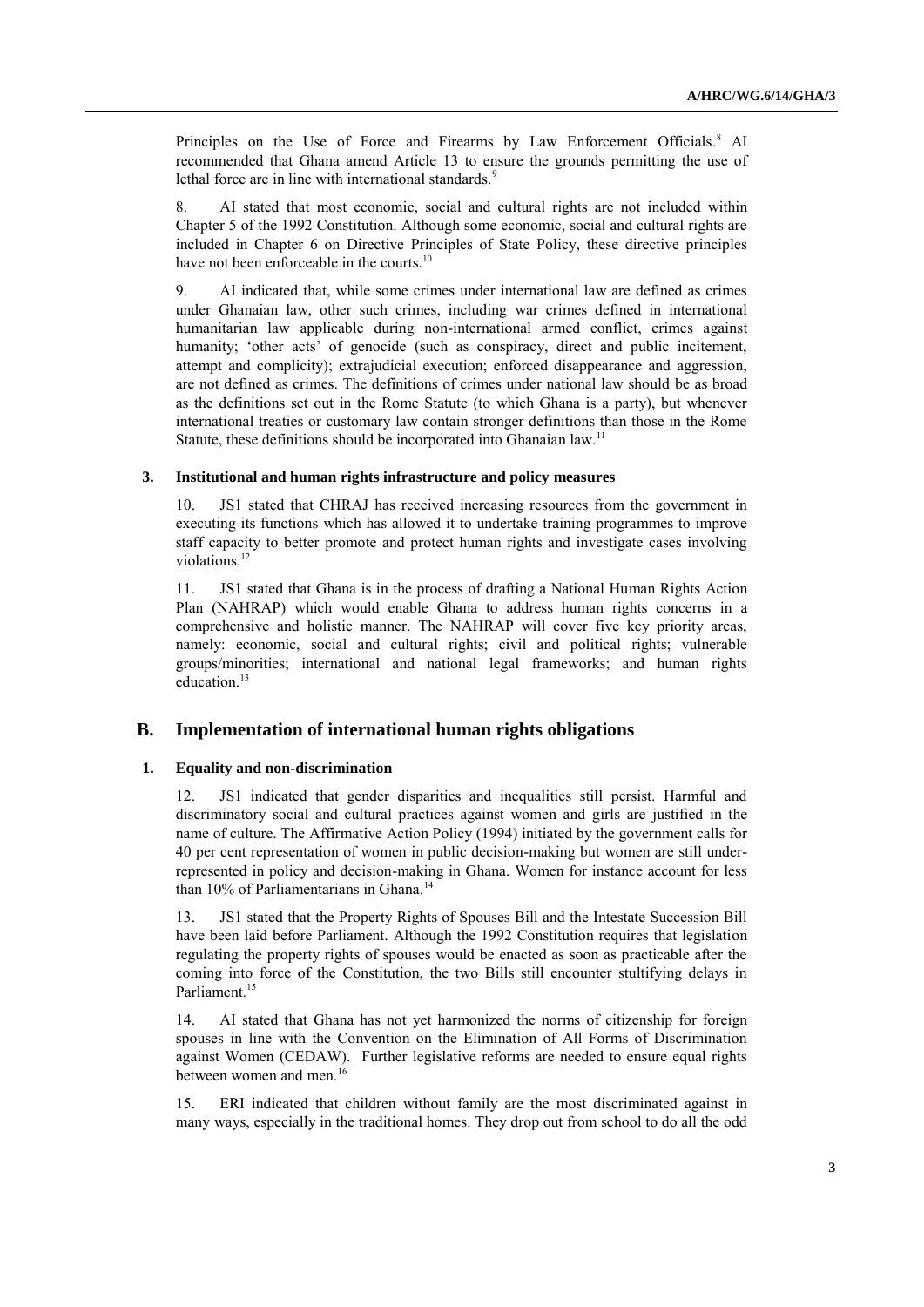Principles on the Use of Force and Firearms by Law Enforcement Officials.[8] AI recommended that Ghana amend Article 13 to ensure the grounds permitting the use of lethal force are in line with international standards.[9]

8. AI stated that most economic, social and cultural rights are not included within Chapter 5 of the 1992 Constitution. Although some economic, social and cultural rights are included in Chapter 6 on Directive Principles of State Policy, these directive principles have not been enforceable in the courts.[10]

9. AI indicated that, while some crimes under international law are defined as crimes under Ghanaian law, other such crimes, including war crimes defined in international humanitarian law applicable during non-international armed conflict, crimes against humanity; 'other acts' of genocide (such as conspiracy, direct and public incitement, attempt and complicity); extrajudicial execution; enforced disappearance and aggression, are not defined as crimes. The definitions of crimes under national law should be as broad as the definitions set out in the Rome Statute (to which Ghana is a party), but whenever international treaties or customary law contain stronger definitions than those in the Rome Statute, these definitions should be incorporated into Ghanaian law.[11]

### 3. Institutional and human rights infrastructure and policy measures

10. JS1 stated that CHRAJ has received increasing resources from the government in executing its functions which has allowed it to undertake training programmes to improve staff capacity to better promote and protect human rights and investigate cases involving violations.[12]

11. JS1 stated that Ghana is in the process of drafting a National Human Rights Action Plan (NAHRAP) which would enable Ghana to address human rights concerns in a comprehensive and holistic manner. The NAHRAP will cover five key priority areas, namely: economic, social and cultural rights; civil and political rights; vulnerable groups/minorities; international and national legal frameworks; and human rights education.[13]

## B. Implementation of international human rights obligations

### 1. Equality and non-discrimination

12. JS1 indicated that gender disparities and inequalities still persist. Harmful and discriminatory social and cultural practices against women and girls are justified in the name of culture. The Affirmative Action Policy (1994) initiated by the government calls for 40 per cent representation of women in public decision-making but women are still under-represented in policy and decision-making in Ghana. Women for instance account for less than 10% of Parliamentarians in Ghana.[14]

13. JS1 stated that the Property Rights of Spouses Bill and the Intestate Succession Bill have been laid before Parliament. Although the 1992 Constitution requires that legislation regulating the property rights of spouses would be enacted as soon as practicable after the coming into force of the Constitution, the two Bills still encounter stultifying delays in Parliament.[15]

14. AI stated that Ghana has not yet harmonized the norms of citizenship for foreign spouses in line with the Convention on the Elimination of All Forms of Discrimination against Women (CEDAW). Further legislative reforms are needed to ensure equal rights between women and men.[16]

15. ERI indicated that children without family are the most discriminated against in many ways, especially in the traditional homes. They drop out from school to do all the odd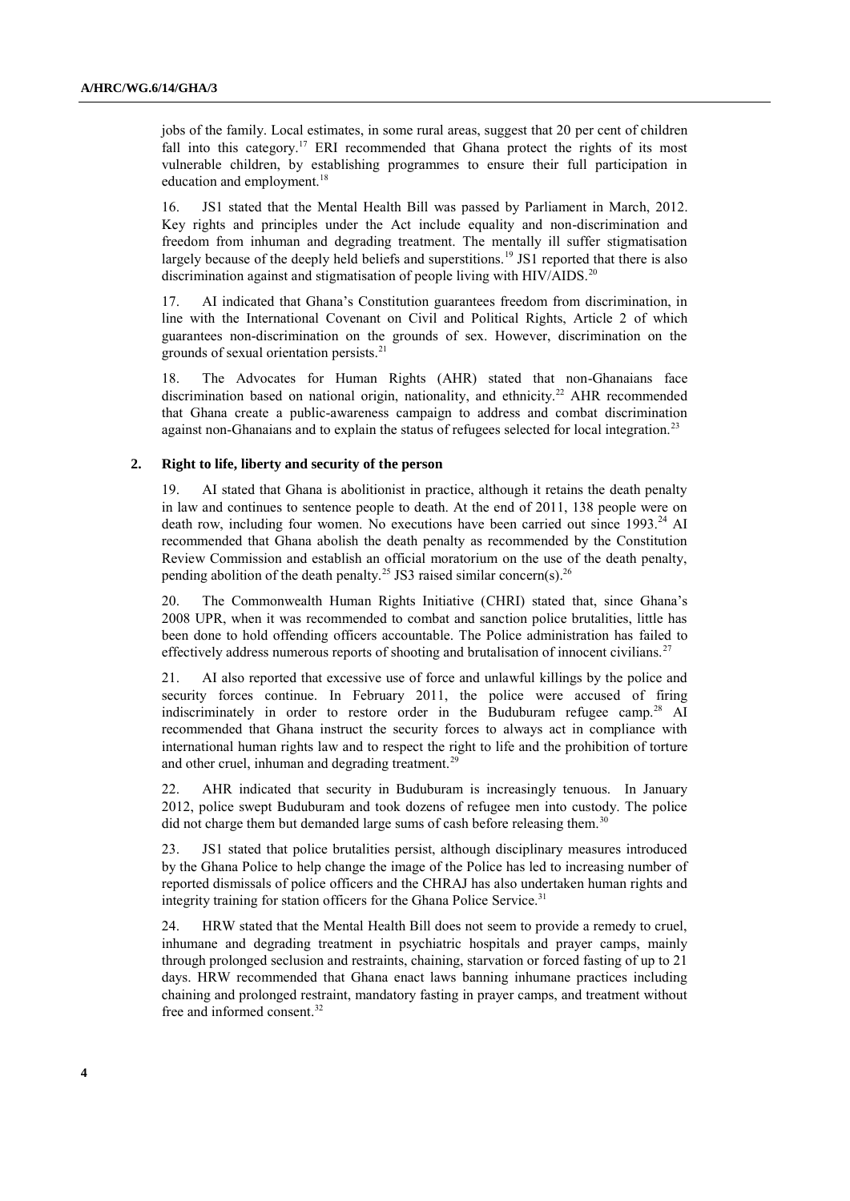jobs of the family. Local estimates, in some rural areas, suggest that 20 per cent of children fall into this category.[17] ERI recommended that Ghana protect the rights of its most vulnerable children, by establishing programmes to ensure their full participation in education and employment.[18]

16. JS1 stated that the Mental Health Bill was passed by Parliament in March, 2012. Key rights and principles under the Act include equality and non-discrimination and freedom from inhuman and degrading treatment. The mentally ill suffer stigmatisation largely because of the deeply held beliefs and superstitions.[19] JS1 reported that there is also discrimination against and stigmatisation of people living with HIV/AIDS.[20]

17. AI indicated that Ghana's Constitution guarantees freedom from discrimination, in line with the International Covenant on Civil and Political Rights, Article 2 of which guarantees non-discrimination on the grounds of sex. However, discrimination on the grounds of sexual orientation persists.[21]

18. The Advocates for Human Rights (AHR) stated that non-Ghanaians face discrimination based on national origin, nationality, and ethnicity.[22] AHR recommended that Ghana create a public-awareness campaign to address and combat discrimination against non-Ghanaians and to explain the status of refugees selected for local integration.[23]

### 2. Right to life, liberty and security of the person

19. AI stated that Ghana is abolitionist in practice, although it retains the death penalty in law and continues to sentence people to death. At the end of 2011, 138 people were on death row, including four women. No executions have been carried out since 1993.[24] AI recommended that Ghana abolish the death penalty as recommended by the Constitution Review Commission and establish an official moratorium on the use of the death penalty, pending abolition of the death penalty.[25] JS3 raised similar concern(s).[26]

20. The Commonwealth Human Rights Initiative (CHRI) stated that, since Ghana's 2008 UPR, when it was recommended to combat and sanction police brutalities, little has been done to hold offending officers accountable. The Police administration has failed to effectively address numerous reports of shooting and brutalisation of innocent civilians.[27]

21. AI also reported that excessive use of force and unlawful killings by the police and security forces continue. In February 2011, the police were accused of firing indiscriminately in order to restore order in the Buduburam refugee camp.[28] AI recommended that Ghana instruct the security forces to always act in compliance with international human rights law and to respect the right to life and the prohibition of torture and other cruel, inhuman and degrading treatment.[29]

22. AHR indicated that security in Buduburam is increasingly tenuous. In January 2012, police swept Buduburam and took dozens of refugee men into custody. The police did not charge them but demanded large sums of cash before releasing them.[30]

23. JS1 stated that police brutalities persist, although disciplinary measures introduced by the Ghana Police to help change the image of the Police has led to increasing number of reported dismissals of police officers and the CHRAJ has also undertaken human rights and integrity training for station officers for the Ghana Police Service.[31]

24. HRW stated that the Mental Health Bill does not seem to provide a remedy to cruel, inhumane and degrading treatment in psychiatric hospitals and prayer camps, mainly through prolonged seclusion and restraints, chaining, starvation or forced fasting of up to 21 days. HRW recommended that Ghana enact laws banning inhumane practices including chaining and prolonged restraint, mandatory fasting in prayer camps, and treatment without free and informed consent.[32]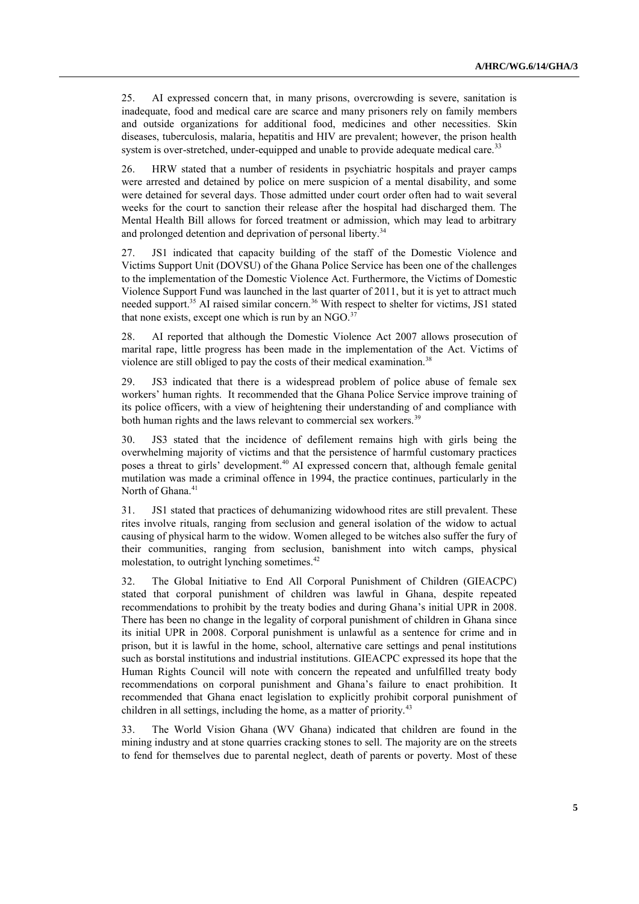25. AI expressed concern that, in many prisons, overcrowding is severe, sanitation is inadequate, food and medical care are scarce and many prisoners rely on family members and outside organizations for additional food, medicines and other necessities. Skin diseases, tuberculosis, malaria, hepatitis and HIV are prevalent; however, the prison health system is over-stretched, under-equipped and unable to provide adequate medical care.[33]

26. HRW stated that a number of residents in psychiatric hospitals and prayer camps were arrested and detained by police on mere suspicion of a mental disability, and some were detained for several days. Those admitted under court order often had to wait several weeks for the court to sanction their release after the hospital had discharged them. The Mental Health Bill allows for forced treatment or admission, which may lead to arbitrary and prolonged detention and deprivation of personal liberty.[34]

27. JS1 indicated that capacity building of the staff of the Domestic Violence and Victims Support Unit (DOVSU) of the Ghana Police Service has been one of the challenges to the implementation of the Domestic Violence Act. Furthermore, the Victims of Domestic Violence Support Fund was launched in the last quarter of 2011, but it is yet to attract much needed support.[35] AI raised similar concern.[36] With respect to shelter for victims, JS1 stated that none exists, except one which is run by an NGO.[37]

28. AI reported that although the Domestic Violence Act 2007 allows prosecution of marital rape, little progress has been made in the implementation of the Act. Victims of violence are still obliged to pay the costs of their medical examination.[38]

29. JS3 indicated that there is a widespread problem of police abuse of female sex workers' human rights. It recommended that the Ghana Police Service improve training of its police officers, with a view of heightening their understanding of and compliance with both human rights and the laws relevant to commercial sex workers.[39]

30. JS3 stated that the incidence of defilement remains high with girls being the overwhelming majority of victims and that the persistence of harmful customary practices poses a threat to girls' development.[40] AI expressed concern that, although female genital mutilation was made a criminal offence in 1994, the practice continues, particularly in the North of Ghana.[41]

31. JS1 stated that practices of dehumanizing widowhood rites are still prevalent. These rites involve rituals, ranging from seclusion and general isolation of the widow to actual causing of physical harm to the widow. Women alleged to be witches also suffer the fury of their communities, ranging from seclusion, banishment into witch camps, physical molestation, to outright lynching sometimes.[42]

32. The Global Initiative to End All Corporal Punishment of Children (GIEACPC) stated that corporal punishment of children was lawful in Ghana, despite repeated recommendations to prohibit by the treaty bodies and during Ghana's initial UPR in 2008. There has been no change in the legality of corporal punishment of children in Ghana since its initial UPR in 2008. Corporal punishment is unlawful as a sentence for crime and in prison, but it is lawful in the home, school, alternative care settings and penal institutions such as borstal institutions and industrial institutions. GIEACPC expressed its hope that the Human Rights Council will note with concern the repeated and unfulfilled treaty body recommendations on corporal punishment and Ghana's failure to enact prohibition. It recommended that Ghana enact legislation to explicitly prohibit corporal punishment of children in all settings, including the home, as a matter of priority.[43]

33. The World Vision Ghana (WV Ghana) indicated that children are found in the mining industry and at stone quarries cracking stones to sell. The majority are on the streets to fend for themselves due to parental neglect, death of parents or poverty. Most of these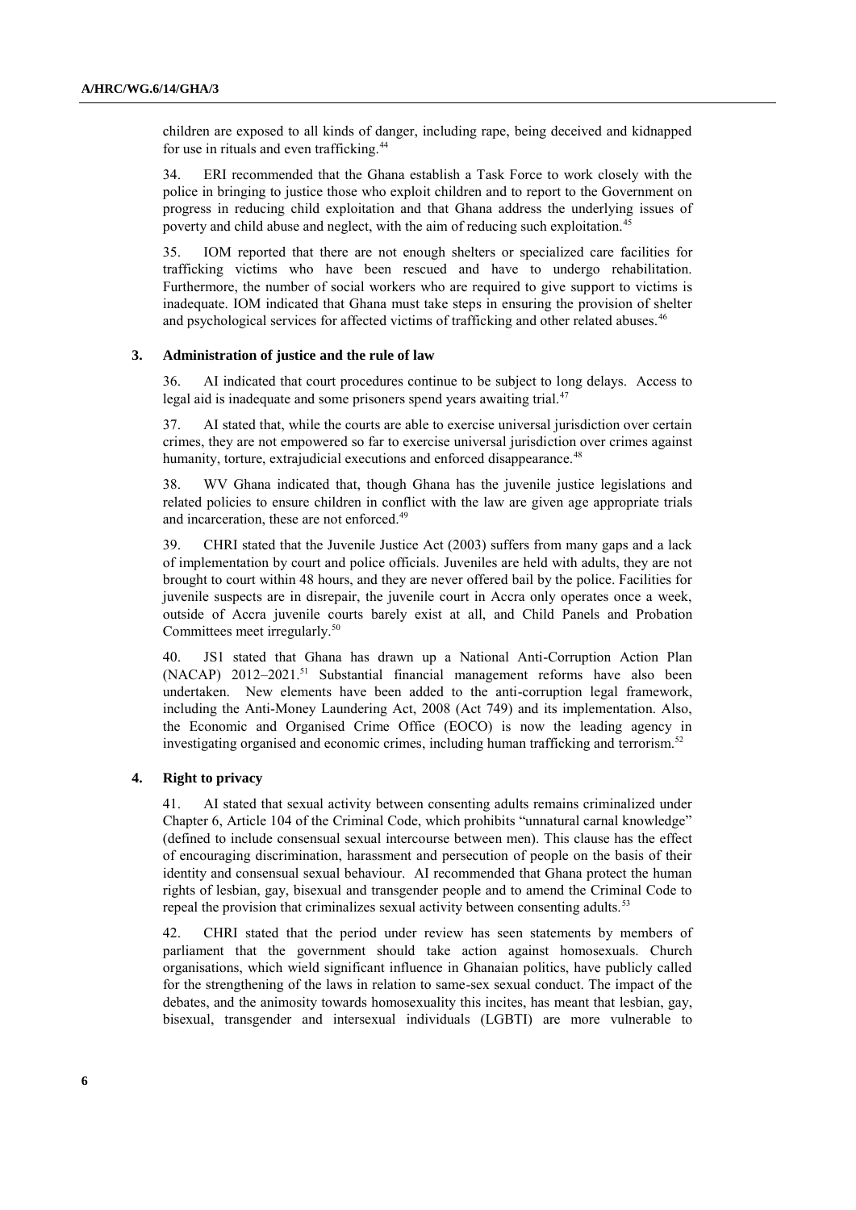children are exposed to all kinds of danger, including rape, being deceived and kidnapped for use in rituals and even trafficking.[44]

34. ERI recommended that the Ghana establish a Task Force to work closely with the police in bringing to justice those who exploit children and to report to the Government on progress in reducing child exploitation and that Ghana address the underlying issues of poverty and child abuse and neglect, with the aim of reducing such exploitation.[45]

35. IOM reported that there are not enough shelters or specialized care facilities for trafficking victims who have been rescued and have to undergo rehabilitation. Furthermore, the number of social workers who are required to give support to victims is inadequate. IOM indicated that Ghana must take steps in ensuring the provision of shelter and psychological services for affected victims of trafficking and other related abuses.[46]

### 3. Administration of justice and the rule of law

36. AI indicated that court procedures continue to be subject to long delays. Access to legal aid is inadequate and some prisoners spend years awaiting trial.[47]

37. AI stated that, while the courts are able to exercise universal jurisdiction over certain crimes, they are not empowered so far to exercise universal jurisdiction over crimes against humanity, torture, extrajudicial executions and enforced disappearance.[48]

38. WV Ghana indicated that, though Ghana has the juvenile justice legislations and related policies to ensure children in conflict with the law are given age appropriate trials and incarceration, these are not enforced.[49]

39. CHRI stated that the Juvenile Justice Act (2003) suffers from many gaps and a lack of implementation by court and police officials. Juveniles are held with adults, they are not brought to court within 48 hours, and they are never offered bail by the police. Facilities for juvenile suspects are in disrepair, the juvenile court in Accra only operates once a week, outside of Accra juvenile courts barely exist at all, and Child Panels and Probation Committees meet irregularly.[50]

40. JS1 stated that Ghana has drawn up a National Anti-Corruption Action Plan (NACAP) 2012–2021.[51] Substantial financial management reforms have also been undertaken. New elements have been added to the anti-corruption legal framework, including the Anti-Money Laundering Act, 2008 (Act 749) and its implementation. Also, the Economic and Organised Crime Office (EOCO) is now the leading agency in investigating organised and economic crimes, including human trafficking and terrorism.[52]

### 4. Right to privacy

41. AI stated that sexual activity between consenting adults remains criminalized under Chapter 6, Article 104 of the Criminal Code, which prohibits "unnatural carnal knowledge" (defined to include consensual sexual intercourse between men). This clause has the effect of encouraging discrimination, harassment and persecution of people on the basis of their identity and consensual sexual behaviour. AI recommended that Ghana protect the human rights of lesbian, gay, bisexual and transgender people and to amend the Criminal Code to repeal the provision that criminalizes sexual activity between consenting adults.[53]

42. CHRI stated that the period under review has seen statements by members of parliament that the government should take action against homosexuals. Church organisations, which wield significant influence in Ghanaian politics, have publicly called for the strengthening of the laws in relation to same-sex sexual conduct. The impact of the debates, and the animosity towards homosexuality this incites, has meant that lesbian, gay, bisexual, transgender and intersexual individuals (LGBTI) are more vulnerable to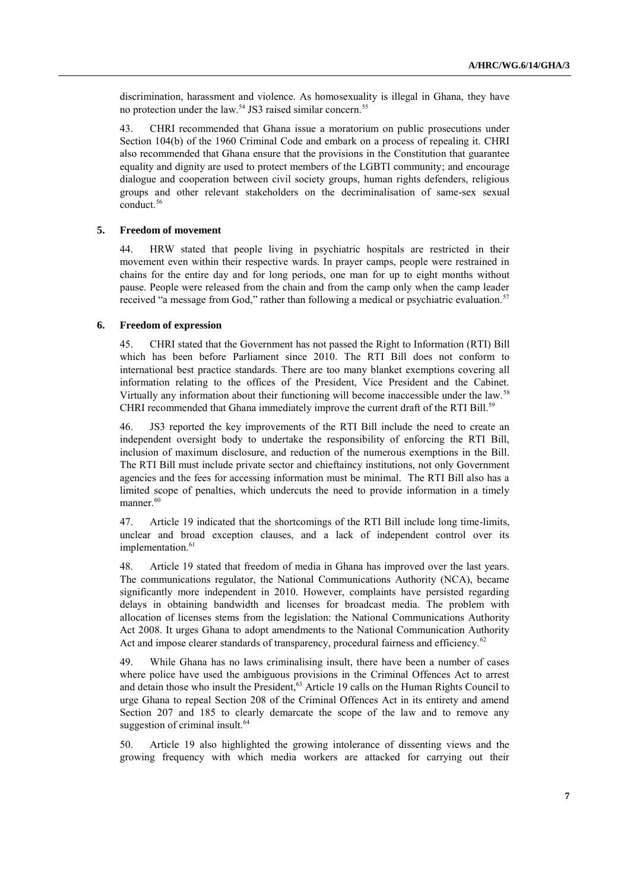discrimination, harassment and violence. As homosexuality is illegal in Ghana, they have no protection under the law.[54] JS3 raised similar concern.[55]

43. CHRI recommended that Ghana issue a moratorium on public prosecutions under Section 104(b) of the 1960 Criminal Code and embark on a process of repealing it. CHRI also recommended that Ghana ensure that the provisions in the Constitution that guarantee equality and dignity are used to protect members of the LGBTI community; and encourage dialogue and cooperation between civil society groups, human rights defenders, religious groups and other relevant stakeholders on the decriminalisation of same-sex sexual conduct.[56]

### 5. Freedom of movement

44. HRW stated that people living in psychiatric hospitals are restricted in their movement even within their respective wards. In prayer camps, people were restrained in chains for the entire day and for long periods, one man for up to eight months without pause. People were released from the chain and from the camp only when the camp leader received "a message from God," rather than following a medical or psychiatric evaluation.[57]

### 6. Freedom of expression

45. CHRI stated that the Government has not passed the Right to Information (RTI) Bill which has been before Parliament since 2010. The RTI Bill does not conform to international best practice standards. There are too many blanket exemptions covering all information relating to the offices of the President, Vice President and the Cabinet. Virtually any information about their functioning will become inaccessible under the law.[58] CHRI recommended that Ghana immediately improve the current draft of the RTI Bill.[59]

46. JS3 reported the key improvements of the RTI Bill include the need to create an independent oversight body to undertake the responsibility of enforcing the RTI Bill, inclusion of maximum disclosure, and reduction of the numerous exemptions in the Bill. The RTI Bill must include private sector and chieftaincy institutions, not only Government agencies and the fees for accessing information must be minimal. The RTI Bill also has a limited scope of penalties, which undercuts the need to provide information in a timely manner.[60]

47. Article 19 indicated that the shortcomings of the RTI Bill include long time-limits, unclear and broad exception clauses, and a lack of independent control over its implementation.[61]

48. Article 19 stated that freedom of media in Ghana has improved over the last years. The communications regulator, the National Communications Authority (NCA), became significantly more independent in 2010. However, complaints have persisted regarding delays in obtaining bandwidth and licenses for broadcast media. The problem with allocation of licenses stems from the legislation: the National Communications Authority Act 2008. It urges Ghana to adopt amendments to the National Communication Authority Act and impose clearer standards of transparency, procedural fairness and efficiency.[62]

49. While Ghana has no laws criminalising insult, there have been a number of cases where police have used the ambiguous provisions in the Criminal Offences Act to arrest and detain those who insult the President,[63] Article 19 calls on the Human Rights Council to urge Ghana to repeal Section 208 of the Criminal Offences Act in its entirety and amend Section 207 and 185 to clearly demarcate the scope of the law and to remove any suggestion of criminal insult.[64]

50. Article 19 also highlighted the growing intolerance of dissenting views and the growing frequency with which media workers are attacked for carrying out their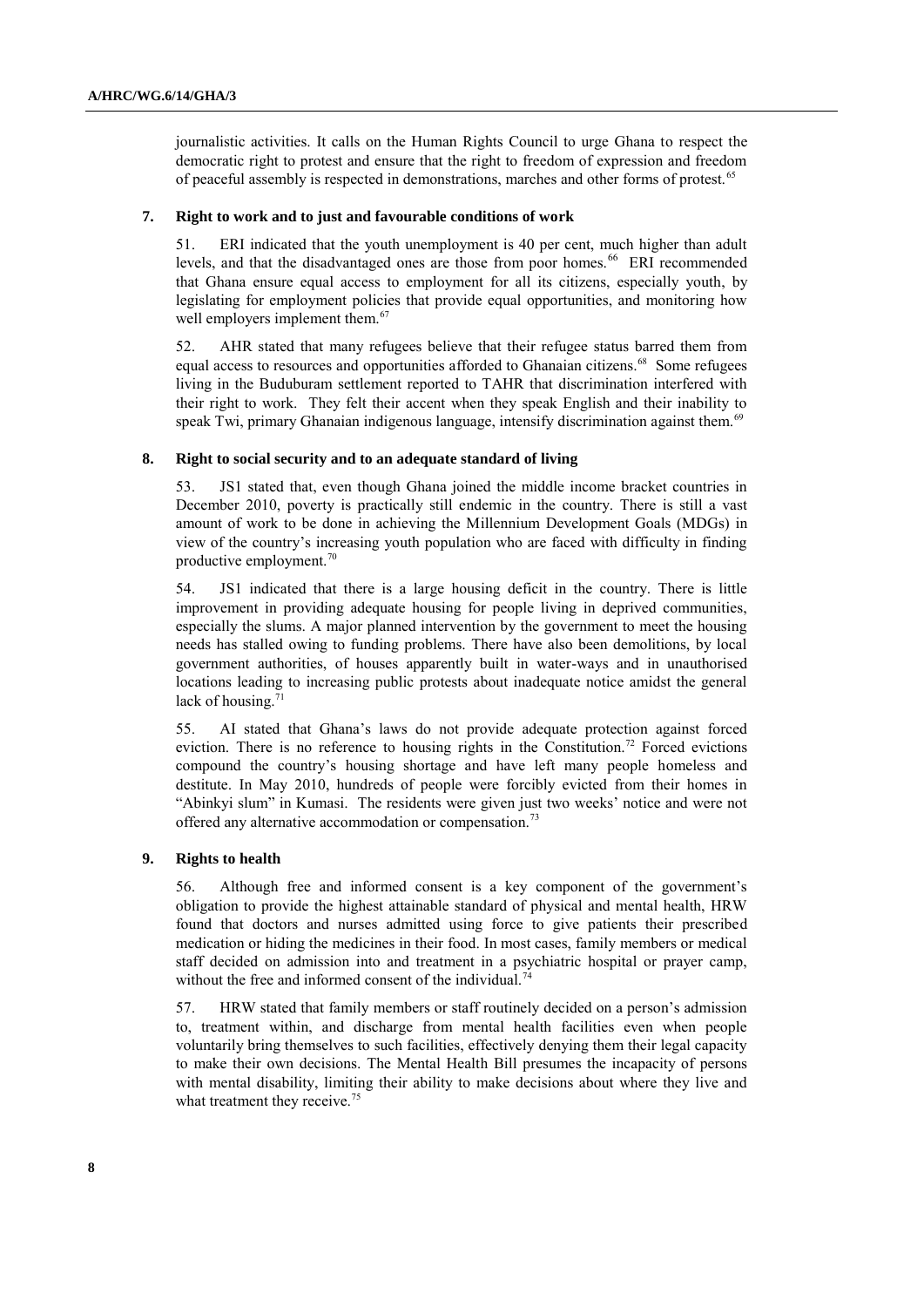journalistic activities. It calls on the Human Rights Council to urge Ghana to respect the democratic right to protest and ensure that the right to freedom of expression and freedom of peaceful assembly is respected in demonstrations, marches and other forms of protest.[65]

### 7. Right to work and to just and favourable conditions of work

51. ERI indicated that the youth unemployment is 40 per cent, much higher than adult levels, and that the disadvantaged ones are those from poor homes.[66] ERI recommended that Ghana ensure equal access to employment for all its citizens, especially youth, by legislating for employment policies that provide equal opportunities, and monitoring how well employers implement them.[67]

52. AHR stated that many refugees believe that their refugee status barred them from equal access to resources and opportunities afforded to Ghanaian citizens.[68] Some refugees living in the Buduburam settlement reported to TAHR that discrimination interfered with their right to work. They felt their accent when they speak English and their inability to speak Twi, primary Ghanaian indigenous language, intensify discrimination against them.[69]

### 8. Right to social security and to an adequate standard of living

53. JS1 stated that, even though Ghana joined the middle income bracket countries in December 2010, poverty is practically still endemic in the country. There is still a vast amount of work to be done in achieving the Millennium Development Goals (MDGs) in view of the country's increasing youth population who are faced with difficulty in finding productive employment.[70]

54. JS1 indicated that there is a large housing deficit in the country. There is little improvement in providing adequate housing for people living in deprived communities, especially the slums. A major planned intervention by the government to meet the housing needs has stalled owing to funding problems. There have also been demolitions, by local government authorities, of houses apparently built in water-ways and in unauthorised locations leading to increasing public protests about inadequate notice amidst the general lack of housing.[71]

55. AI stated that Ghana's laws do not provide adequate protection against forced eviction. There is no reference to housing rights in the Constitution.[72] Forced evictions compound the country's housing shortage and have left many people homeless and destitute. In May 2010, hundreds of people were forcibly evicted from their homes in "Abinkyi slum" in Kumasi. The residents were given just two weeks' notice and were not offered any alternative accommodation or compensation.[73]

### 9. Rights to health

56. Although free and informed consent is a key component of the government's obligation to provide the highest attainable standard of physical and mental health, HRW found that doctors and nurses admitted using force to give patients their prescribed medication or hiding the medicines in their food. In most cases, family members or medical staff decided on admission into and treatment in a psychiatric hospital or prayer camp, without the free and informed consent of the individual.[74]

57. HRW stated that family members or staff routinely decided on a person's admission to, treatment within, and discharge from mental health facilities even when people voluntarily bring themselves to such facilities, effectively denying them their legal capacity to make their own decisions. The Mental Health Bill presumes the incapacity of persons with mental disability, limiting their ability to make decisions about where they live and what treatment they receive.[75]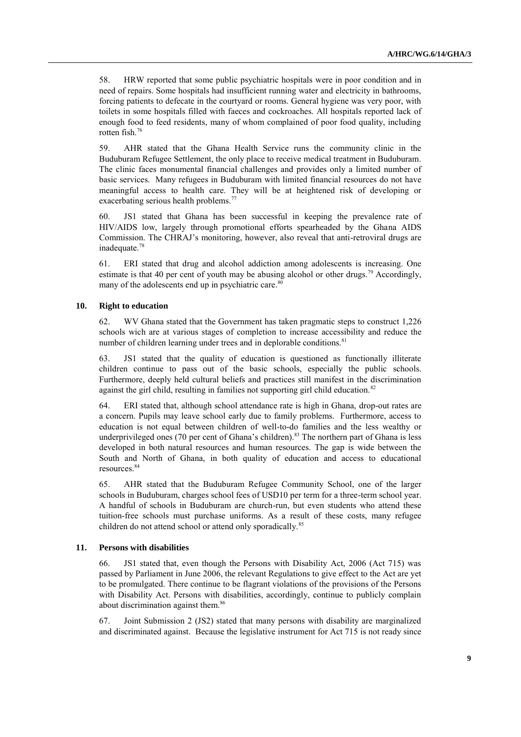58. HRW reported that some public psychiatric hospitals were in poor condition and in need of repairs. Some hospitals had insufficient running water and electricity in bathrooms, forcing patients to defecate in the courtyard or rooms. General hygiene was very poor, with toilets in some hospitals filled with faeces and cockroaches. All hospitals reported lack of enough food to feed residents, many of whom complained of poor food quality, including rotten fish.[76]

59. AHR stated that the Ghana Health Service runs the community clinic in the Buduburam Refugee Settlement, the only place to receive medical treatment in Buduburam. The clinic faces monumental financial challenges and provides only a limited number of basic services. Many refugees in Buduburam with limited financial resources do not have meaningful access to health care. They will be at heightened risk of developing or exacerbating serious health problems.[77]

60. JS1 stated that Ghana has been successful in keeping the prevalence rate of HIV/AIDS low, largely through promotional efforts spearheaded by the Ghana AIDS Commission. The CHRAJ's monitoring, however, also reveal that anti-retroviral drugs are inadequate.[78]

61. ERI stated that drug and alcohol addiction among adolescents is increasing. One estimate is that 40 per cent of youth may be abusing alcohol or other drugs.[79] Accordingly, many of the adolescents end up in psychiatric care.[80]

### 10. Right to education

62. WV Ghana stated that the Government has taken pragmatic steps to construct 1,226 schools wich are at various stages of completion to increase accessibility and reduce the number of children learning under trees and in deplorable conditions.[81]

63. JS1 stated that the quality of education is questioned as functionally illiterate children continue to pass out of the basic schools, especially the public schools. Furthermore, deeply held cultural beliefs and practices still manifest in the discrimination against the girl child, resulting in families not supporting girl child education.[82]

64. ERI stated that, although school attendance rate is high in Ghana, drop-out rates are a concern. Pupils may leave school early due to family problems. Furthermore, access to education is not equal between children of well-to-do families and the less wealthy or underprivileged ones (70 per cent of Ghana's children).[83] The northern part of Ghana is less developed in both natural resources and human resources. The gap is wide between the South and North of Ghana, in both quality of education and access to educational resources.[84]

65. AHR stated that the Buduburam Refugee Community School, one of the larger schools in Buduburam, charges school fees of USD10 per term for a three-term school year. A handful of schools in Buduburam are church-run, but even students who attend these tuition-free schools must purchase uniforms. As a result of these costs, many refugee children do not attend school or attend only sporadically.[85]

### 11. Persons with disabilities

66. JS1 stated that, even though the Persons with Disability Act, 2006 (Act 715) was passed by Parliament in June 2006, the relevant Regulations to give effect to the Act are yet to be promulgated. There continue to be flagrant violations of the provisions of the Persons with Disability Act. Persons with disabilities, accordingly, continue to publicly complain about discrimination against them.[86]

67. Joint Submission 2 (JS2) stated that many persons with disability are marginalized and discriminated against. Because the legislative instrument for Act 715 is not ready since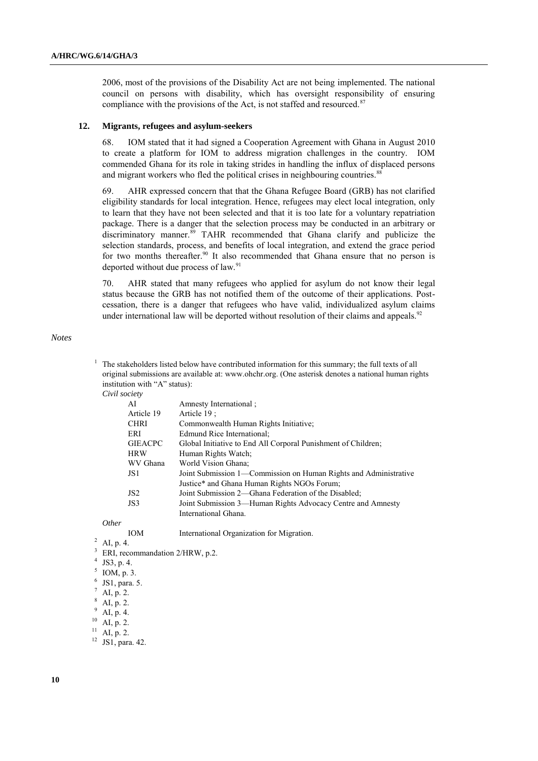2006, most of the provisions of the Disability Act are not being implemented. The national council on persons with disability, which has oversight responsibility of ensuring compliance with the provisions of the Act, is not staffed and resourced.[87]

### 12. Migrants, refugees and asylum-seekers

68. IOM stated that it had signed a Cooperation Agreement with Ghana in August 2010 to create a platform for IOM to address migration challenges in the country. IOM commended Ghana for its role in taking strides in handling the influx of displaced persons and migrant workers who fled the political crises in neighbouring countries.[88]

69. AHR expressed concern that that the Ghana Refugee Board (GRB) has not clarified eligibility standards for local integration. Hence, refugees may elect local integration, only to learn that they have not been selected and that it is too late for a voluntary repatriation package. There is a danger that the selection process may be conducted in an arbitrary or discriminatory manner.[89] TAHR recommended that Ghana clarify and publicize the selection standards, process, and benefits of local integration, and extend the grace period for two months thereafter.[90] It also recommended that Ghana ensure that no person is deported without due process of law.[91]

70. AHR stated that many refugees who applied for asylum do not know their legal status because the GRB has not notified them of the outcome of their applications. Post-cessation, there is a danger that refugees who have valid, individualized asylum claims under international law will be deported without resolution of their claims and appeals.[92]

*Notes*

[1] The stakeholders listed below have contributed information for this summary; the full texts of all original submissions are available at: www.ohchr.org. (One asterisk denotes a national human rights institution with "A" status):

*Civil society*

| | |
|---|---|
| AI | Amnesty International ; |
| Article 19 | Article 19 ; |
| CHRI | Commonwealth Human Rights Initiative; |
| ERI | Edmund Rice International; |
| GIEACPC | Global Initiative to End All Corporal Punishment of Children; |
| HRW | Human Rights Watch; |
| WV Ghana | World Vision Ghana; |
| JS1 | Joint Submission 1—Commission on Human Rights and Administrative Justice* and Ghana Human Rights NGOs Forum; |
| JS2 | Joint Submission 2—Ghana Federation of the Disabled; |
| JS3 | Joint Submission 3—Human Rights Advocacy Centre and Amnesty International Ghana. |

*Other*

| | |
|---|---|
| IOM | International Organization for Migration. |

[2] AI, p. 4.
[3] ERI, recommandation 2/HRW, p.2.
[4] JS3, p. 4.
[5] IOM, p. 3.
[6] JS1, para. 5.
[7] AI, p. 2.
[8] AI, p. 2.
[9] AI, p. 4.
[10] AI, p. 2.
[11] AI, p. 2.
[12] JS1, para. 42.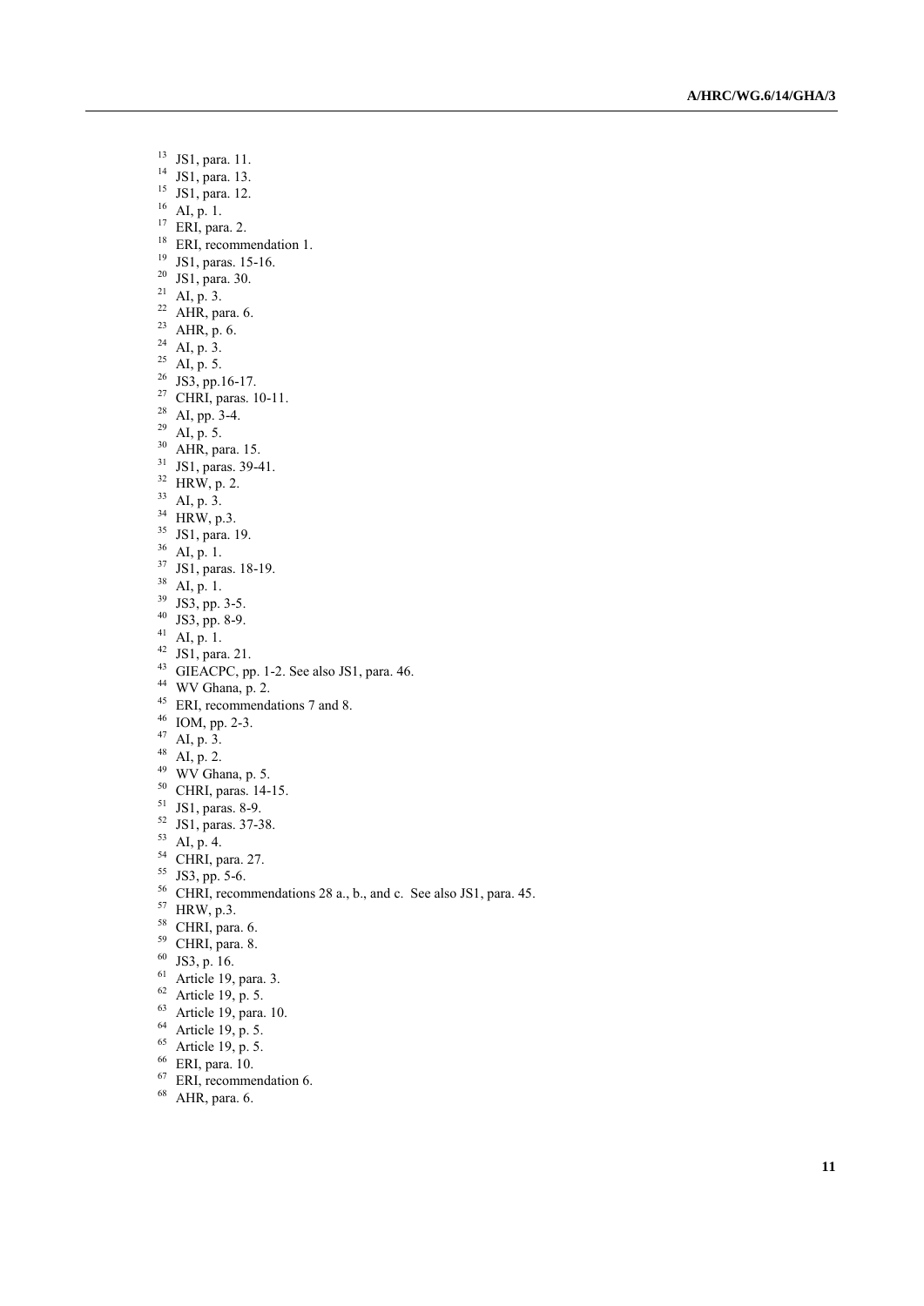[13] JS1, para. 11.
[14] JS1, para. 13.
[15] JS1, para. 12.
[16] AI, p. 1.
[17] ERI, para. 2.
[18] ERI, recommendation 1.
[19] JS1, paras. 15-16.
[20] JS1, para. 30.
[21] AI, p. 3.
[22] AHR, para. 6.
[23] AHR, p. 6.
[24] AI, p. 3.
[25] AI, p. 5.
[26] JS3, pp.16-17.
[27] CHRI, paras. 10-11.
[28] AI, pp. 3-4.
[29] AI, p. 5.
[30] AHR, para. 15.
[31] JS1, paras. 39-41.
[32] HRW, p. 2.
[33] AI, p. 3.
[34] HRW, p.3.
[35] JS1, para. 19.
[36] AI, p. 1.
[37] JS1, paras. 18-19.
[38] AI, p. 1.
[39] JS3, pp. 3-5.
[40] JS3, pp. 8-9.
[41] AI, p. 1.
[42] JS1, para. 21.
[43] GIEACPC, pp. 1-2. See also JS1, para. 46.
[44] WV Ghana, p. 2.
[45] ERI, recommendations 7 and 8.
[46] IOM, pp. 2-3.
[47] AI, p. 3.
[48] AI, p. 2.
[49] WV Ghana, p. 5.
[50] CHRI, paras. 14-15.
[51] JS1, paras. 8-9.
[52] JS1, paras. 37-38.
[53] AI, p. 4.
[54] CHRI, para. 27.
[55] JS3, pp. 5-6.
[56] CHRI, recommendations 28 a., b., and c. See also JS1, para. 45.
[57] HRW, p.3.
[58] CHRI, para. 6.
[59] CHRI, para. 8.
[60] JS3, p. 16.
[61] Article 19, para. 3.
[62] Article 19, p. 5.
[63] Article 19, para. 10.
[64] Article 19, p. 5.
[65] Article 19, p. 5.
[66] ERI, para. 10.
[67] ERI, recommendation 6.
[68] AHR, para. 6.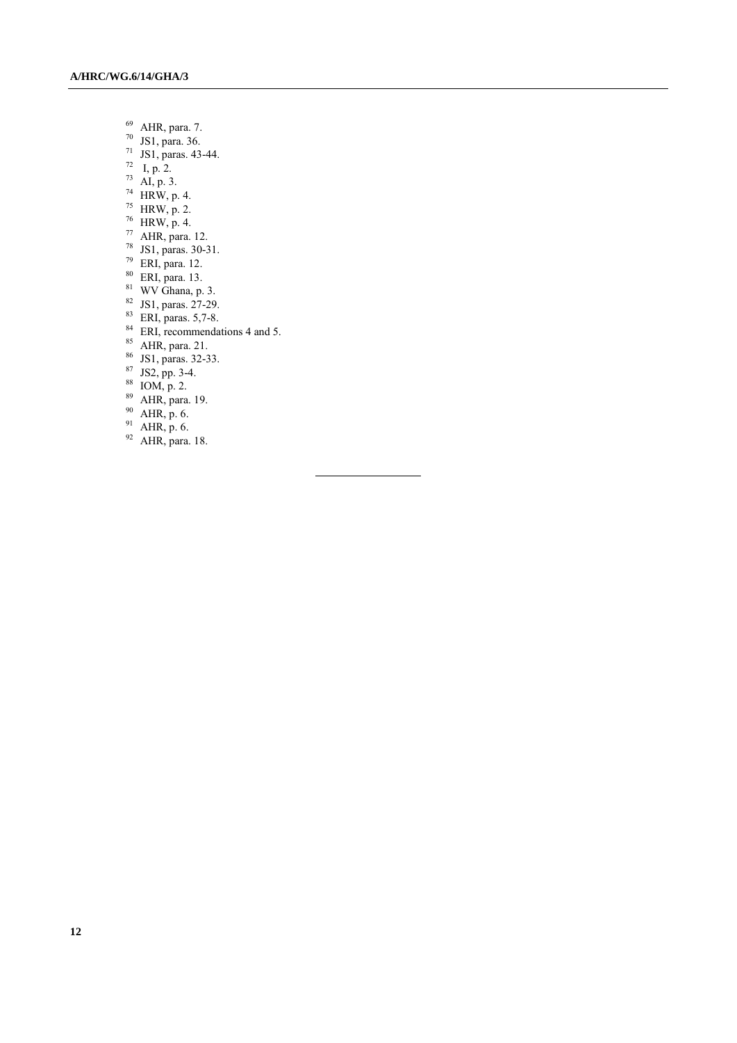[69] AHR, para. 7.
[70] JS1, para. 36.
[71] JS1, paras. 43-44.
[72] I, p. 2.
[73] AI, p. 3.
[74] HRW, p. 4.
[75] HRW, p. 2.
[76] HRW, p. 4.
[77] AHR, para. 12.
[78] JS1, paras. 30-31.
[79] ERI, para. 12.
[80] ERI, para. 13.
[81] WV Ghana, p. 3.
[82] JS1, paras. 27-29.
[83] ERI, paras. 5,7-8.
[84] ERI, recommendations 4 and 5.
[85] AHR, para. 21.
[86] JS1, paras. 32-33.
[87] JS2, pp. 3-4.
[88] IOM, p. 2.
[89] AHR, para. 19.
[90] AHR, p. 6.
[91] AHR, p. 6.
[92] AHR, para. 18.